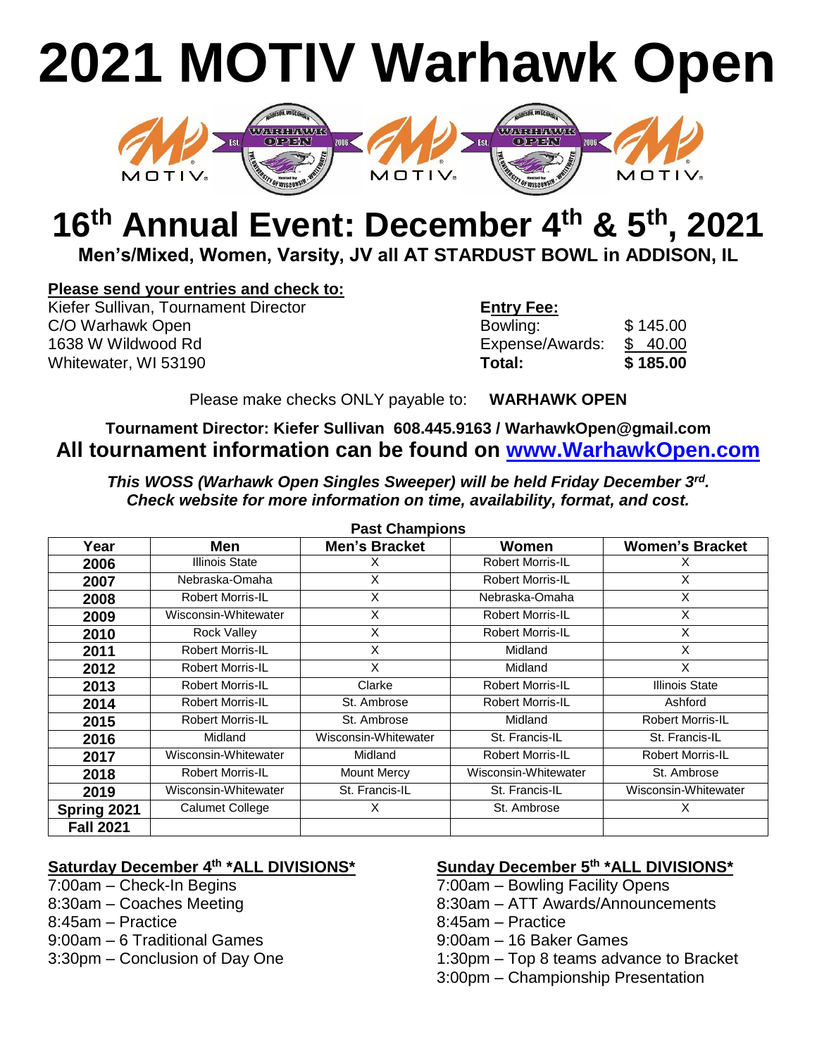# 2021 MOTIV Warhawk Open

## 16th Annual Event: December 4th & 5th, 2021

**Men's/Mixed, Women, Varsity, JV all AT STARDUST BOWL in ADDISON, IL**

**Please send your entries and check to:**

Kiefer Sullivan, Tournament Director
C/O Warhawk Open
1638 W Wildwood Rd
Whitewater, WI 53190

**Entry Fee:**

| | |
|---|---|
| Bowling: | $ 145.00 |
| Expense/Awards: | $ 40.00 |
| **Total:** | **$ 185.00** |

Please make checks ONLY payable to: **WARHAWK OPEN**

**Tournament Director: Kiefer Sullivan 608.445.9163 / WarhawkOpen@gmail.com**

**All tournament information can be found on www.WarhawkOpen.com**

***This WOSS (Warhawk Open Singles Sweeper) will be held Friday December 3rd.***
***Check website for more information on time, availability, format, and cost.***

**Past Champions**

| Year | Men | Men's Bracket | Women | Women's Bracket |
|---|---|---|---|---|
| 2006 | Illinois State | X | Robert Morris-IL | X |
| 2007 | Nebraska-Omaha | X | Robert Morris-IL | X |
| 2008 | Robert Morris-IL | X | Nebraska-Omaha | X |
| 2009 | Wisconsin-Whitewater | X | Robert Morris-IL | X |
| 2010 | Rock Valley | X | Robert Morris-IL | X |
| 2011 | Robert Morris-IL | X | Midland | X |
| 2012 | Robert Morris-IL | X | Midland | X |
| 2013 | Robert Morris-IL | Clarke | Robert Morris-IL | Illinois State |
| 2014 | Robert Morris-IL | St. Ambrose | Robert Morris-IL | Ashford |
| 2015 | Robert Morris-IL | St. Ambrose | Midland | Robert Morris-IL |
| 2016 | Midland | Wisconsin-Whitewater | St. Francis-IL | St. Francis-IL |
| 2017 | Wisconsin-Whitewater | Midland | Robert Morris-IL | Robert Morris-IL |
| 2018 | Robert Morris-IL | Mount Mercy | Wisconsin-Whitewater | St. Ambrose |
| 2019 | Wisconsin-Whitewater | St. Francis-IL | St. Francis-IL | Wisconsin-Whitewater |
| Spring 2021 | Calumet College | X | St. Ambrose | X |
| Fall 2021 | | | | |

**Saturday December 4th \*ALL DIVISIONS\***

7:00am – Check-In Begins
8:30am – Coaches Meeting
8:45am – Practice
9:00am – 6 Traditional Games
3:30pm – Conclusion of Day One

**Sunday December 5th \*ALL DIVISIONS\***

7:00am – Bowling Facility Opens
8:30am – ATT Awards/Announcements
8:45am – Practice
9:00am – 16 Baker Games
1:30pm – Top 8 teams advance to Bracket
3:00pm – Championship Presentation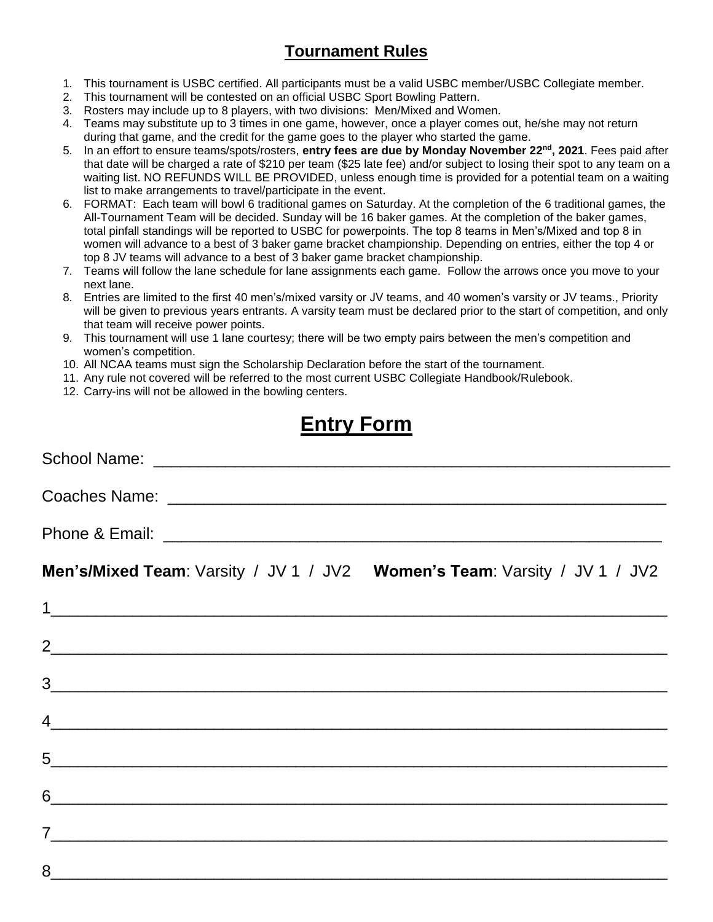## Tournament Rules

1. This tournament is USBC certified. All participants must be a valid USBC member/USBC Collegiate member.
2. This tournament will be contested on an official USBC Sport Bowling Pattern.
3. Rosters may include up to 8 players, with two divisions: Men/Mixed and Women.
4. Teams may substitute up to 3 times in one game, however, once a player comes out, he/she may not return during that game, and the credit for the game goes to the player who started the game.
5. In an effort to ensure teams/spots/rosters, **entry fees are due by Monday November 22nd, 2021**. Fees paid after that date will be charged a rate of $210 per team ($25 late fee) and/or subject to losing their spot to any team on a waiting list. NO REFUNDS WILL BE PROVIDED, unless enough time is provided for a potential team on a waiting list to make arrangements to travel/participate in the event.
6. FORMAT: Each team will bowl 6 traditional games on Saturday. At the completion of the 6 traditional games, the All-Tournament Team will be decided. Sunday will be 16 baker games. At the completion of the baker games, total pinfall standings will be reported to USBC for powerpoints. The top 8 teams in Men's/Mixed and top 8 in women will advance to a best of 3 baker game bracket championship. Depending on entries, either the top 4 or top 8 JV teams will advance to a best of 3 baker game bracket championship.
7. Teams will follow the lane schedule for lane assignments each game. Follow the arrows once you move to your next lane.
8. Entries are limited to the first 40 men's/mixed varsity or JV teams, and 40 women's varsity or JV teams., Priority will be given to previous years entrants. A varsity team must be declared prior to the start of competition, and only that team will receive power points.
9. This tournament will use 1 lane courtesy; there will be two empty pairs between the men's competition and women's competition.
10. All NCAA teams must sign the Scholarship Declaration before the start of the tournament.
11. Any rule not covered will be referred to the most current USBC Collegiate Handbook/Rulebook.
12. Carry-ins will not be allowed in the bowling centers.

# Entry Form

School Name: ____________________________________________________

Coaches Name: ___________________________________________________

Phone & Email: ___________________________________________________

**Men's/Mixed Team**: Varsity / JV 1 / JV2 **Women's Team**: Varsity / JV 1 / JV2

1____________________________________________________________

2____________________________________________________________

3____________________________________________________________

4____________________________________________________________

5____________________________________________________________

6____________________________________________________________

7____________________________________________________________

8____________________________________________________________